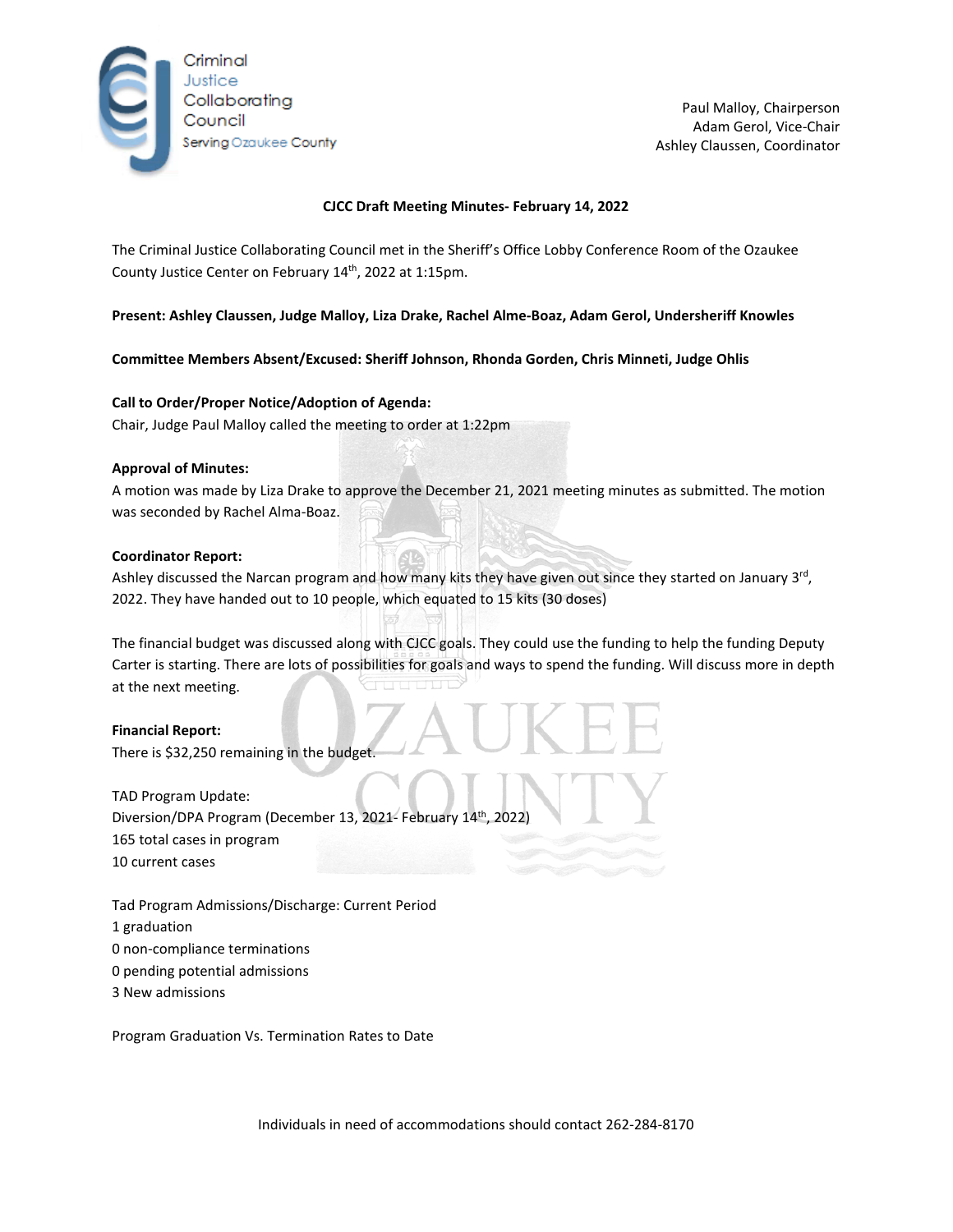Criminal Justice Collaborating Council
Serving Ozaukee County

Paul Malloy, Chairperson
Adam Gerol, Vice-Chair
Ashley Claussen, Coordinator

**CJCC Draft Meeting Minutes- February 14, 2022**

The Criminal Justice Collaborating Council met in the Sheriff's Office Lobby Conference Room of the Ozaukee County Justice Center on February 14th, 2022 at 1:15pm.

**Present: Ashley Claussen, Judge Malloy, Liza Drake, Rachel Alme-Boaz, Adam Gerol, Undersheriff Knowles**

**Committee Members Absent/Excused: Sheriff Johnson, Rhonda Gorden, Chris Minneti, Judge Ohlis**

**Call to Order/Proper Notice/Adoption of Agenda:**
Chair, Judge Paul Malloy called the meeting to order at 1:22pm

**Approval of Minutes:**
A motion was made by Liza Drake to approve the December 21, 2021 meeting minutes as submitted. The motion was seconded by Rachel Alma-Boaz.

**Coordinator Report:**
Ashley discussed the Narcan program and how many kits they have given out since they started on January 3rd, 2022. They have handed out to 10 people, which equated to 15 kits (30 doses)

The financial budget was discussed along with CJCC goals. They could use the funding to help the funding Deputy Carter is starting. There are lots of possibilities for goals and ways to spend the funding. Will discuss more in depth at the next meeting.

**Financial Report:**
There is $32,250 remaining in the budget.

TAD Program Update:
Diversion/DPA Program (December 13, 2021- February 14th, 2022)
165 total cases in program
10 current cases

Tad Program Admissions/Discharge: Current Period
1 graduation
0 non-compliance terminations
0 pending potential admissions
3 New admissions

Program Graduation Vs. Termination Rates to Date

Individuals in need of accommodations should contact 262-284-8170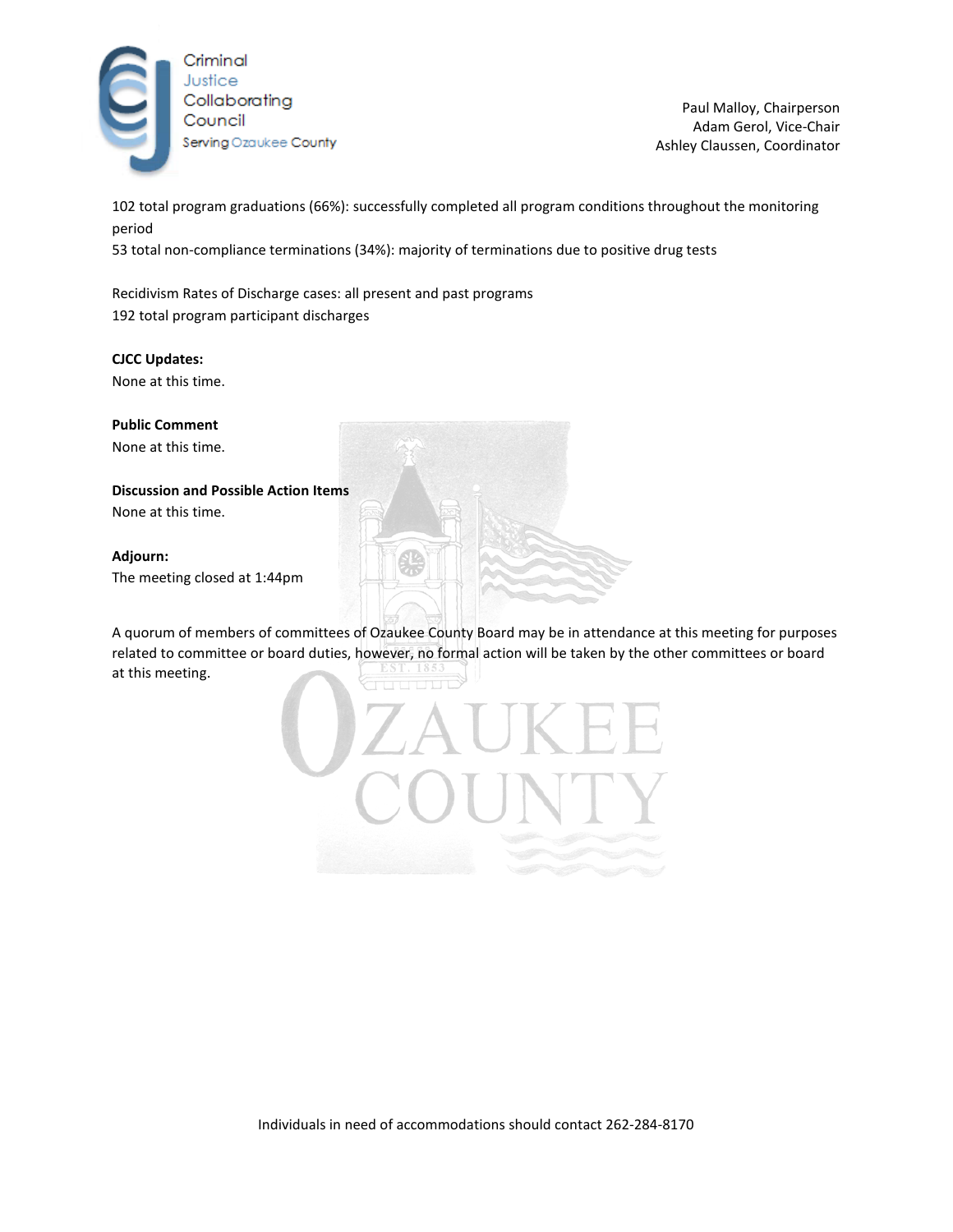102 total program graduations (66%): successfully completed all program conditions throughout the monitoring period

53 total non-compliance terminations (34%): majority of terminations due to positive drug tests

Recidivism Rates of Discharge cases: all present and past programs

192 total program participant discharges

**CJCC Updates:**

None at this time.

**Public Comment**

None at this time.

**Discussion and Possible Action Items**

None at this time.

**Adjourn:**

The meeting closed at 1:44pm

A quorum of members of committees of Ozaukee County Board may be in attendance at this meeting for purposes related to committee or board duties, however, no formal action will be taken by the other committees or board at this meeting.

Individuals in need of accommodations should contact 262-284-8170